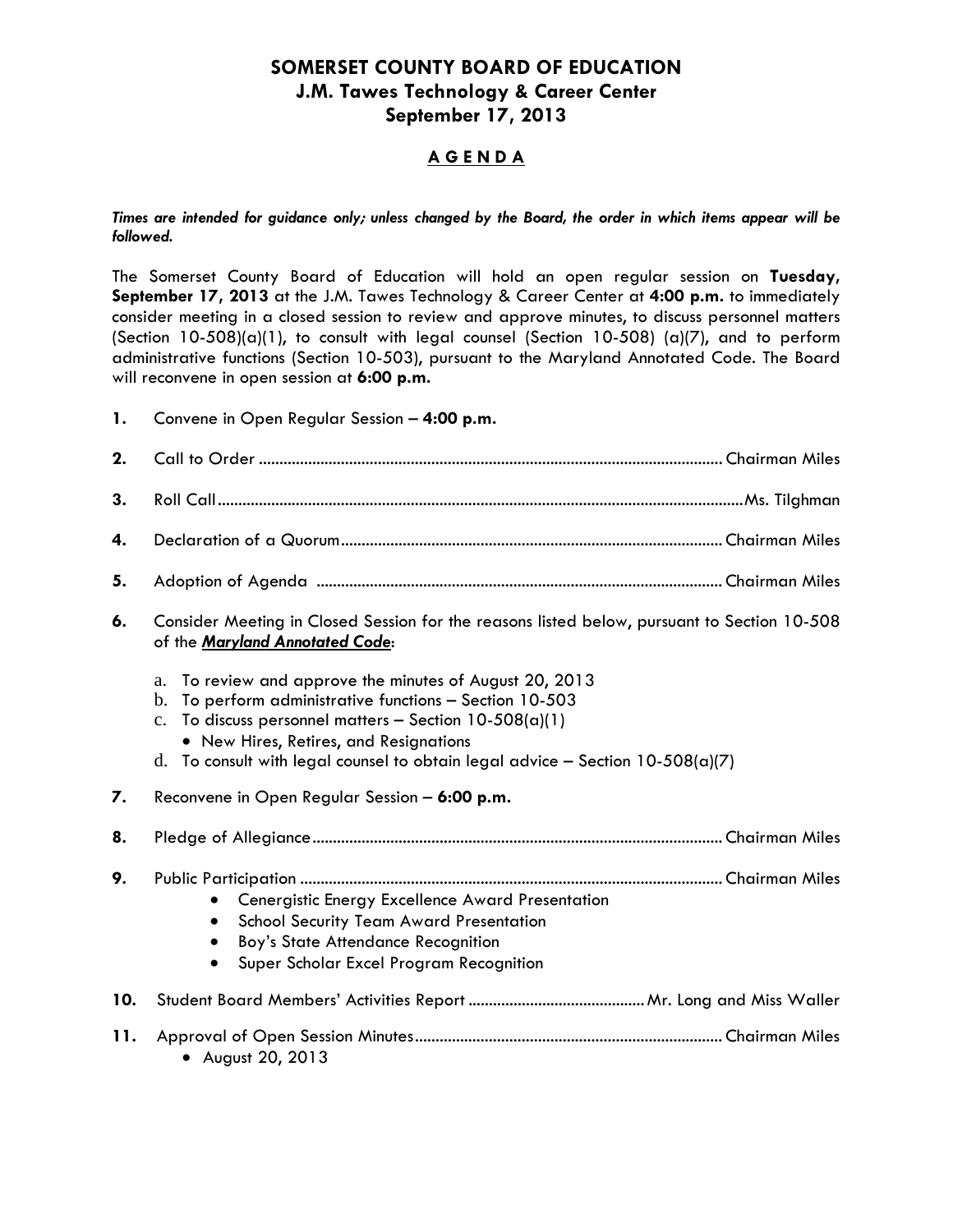# SOMERSET COUNTY BOARD OF EDUCATION
## J.M. Tawes Technology & Career Center
## September 17, 2013

## A G E N D A

***Times are intended for guidance only; unless changed by the Board, the order in which items appear will be followed.***

The Somerset County Board of Education will hold an open regular session on **Tuesday, September 17, 2013** at the J.M. Tawes Technology & Career Center at **4:00 p.m.** to immediately consider meeting in a closed session to review and approve minutes, to discuss personnel matters (Section 10-508)(a)(1), to consult with legal counsel (Section 10-508) (a)(7), and to perform administrative functions (Section 10-503), pursuant to the Maryland Annotated Code. The Board will reconvene in open session at **6:00 p.m.**

**1.** Convene in Open Regular Session – **4:00 p.m.**

**2.** Call to Order ........................................ Chairman Miles

**3.** Roll Call ........................................ Ms. Tilghman

**4.** Declaration of a Quorum ........................................ Chairman Miles

**5.** Adoption of Agenda ........................................ Chairman Miles

**6.** Consider Meeting in Closed Session for the reasons listed below, pursuant to Section 10-508 of the ***Maryland Annotated Code***:

   a. To review and approve the minutes of August 20, 2013
   b. To perform administrative functions – Section 10-503
   c. To discuss personnel matters – Section 10-508(a)(1)
      - New Hires, Retires, and Resignations
   d. To consult with legal counsel to obtain legal advice – Section 10-508(a)(7)

**7.** Reconvene in Open Regular Session – **6:00 p.m.**

**8.** Pledge of Allegiance ........................................ Chairman Miles

**9.** Public Participation ........................................ Chairman Miles
   - Cenergistic Energy Excellence Award Presentation
   - School Security Team Award Presentation
   - Boy's State Attendance Recognition
   - Super Scholar Excel Program Recognition

**10.** Student Board Members' Activities Report ........................................ Mr. Long and Miss Waller

**11.** Approval of Open Session Minutes ........................................ Chairman Miles
   - August 20, 2013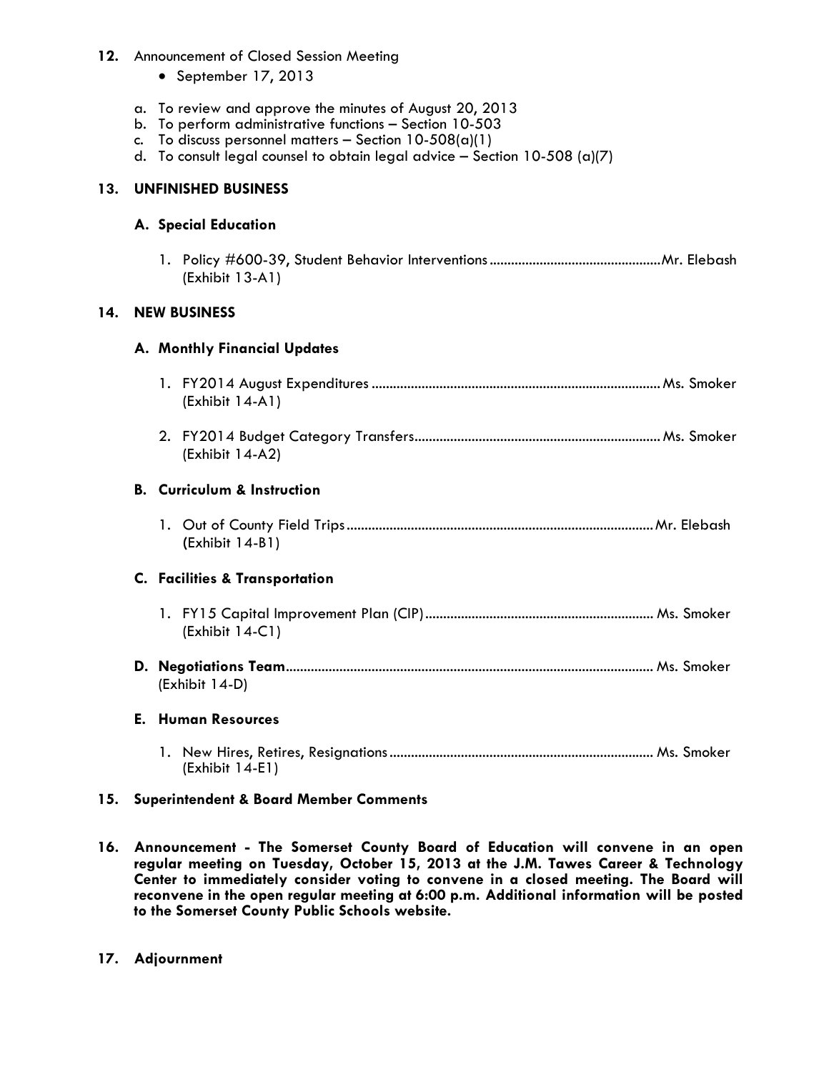**12.** Announcement of Closed Session Meeting

- September 17, 2013

a. To review and approve the minutes of August 20, 2013
b. To perform administrative functions – Section 10-503
c. To discuss personnel matters – Section 10-508(a)(1)
d. To consult legal counsel to obtain legal advice – Section 10-508 (a)(7)

**13. UNFINISHED BUSINESS**

**A. Special Education**

1. Policy #600-39, Student Behavior Interventions ................................................Mr. Elebash
   (Exhibit 13-A1)

**14. NEW BUSINESS**

**A. Monthly Financial Updates**

1. FY2014 August Expenditures ................................................................................Ms. Smoker
   (Exhibit 14-A1)

2. FY2014 Budget Category Transfers.....................................................................Ms. Smoker
   (Exhibit 14-A2)

**B. Curriculum & Instruction**

1. Out of County Field Trips.....................................................................................Mr. Elebash
   (Exhibit 14-B1)

**C. Facilities & Transportation**

1. FY15 Capital Improvement Plan (CIP)................................................................ Ms. Smoker
   (Exhibit 14-C1)

**D. Negotiations Team**...................................................................................................... Ms. Smoker
(Exhibit 14-D)

**E. Human Resources**

1. New Hires, Retires, Resignations......................................................................... Ms. Smoker
   (Exhibit 14-E1)

**15. Superintendent & Board Member Comments**

**16. Announcement - The Somerset County Board of Education will convene in an open regular meeting on Tuesday, October 15, 2013 at the J.M. Tawes Career & Technology Center to immediately consider voting to convene in a closed meeting. The Board will reconvene in the open regular meeting at 6:00 p.m. Additional information will be posted to the Somerset County Public Schools website.**

**17. Adjournment**